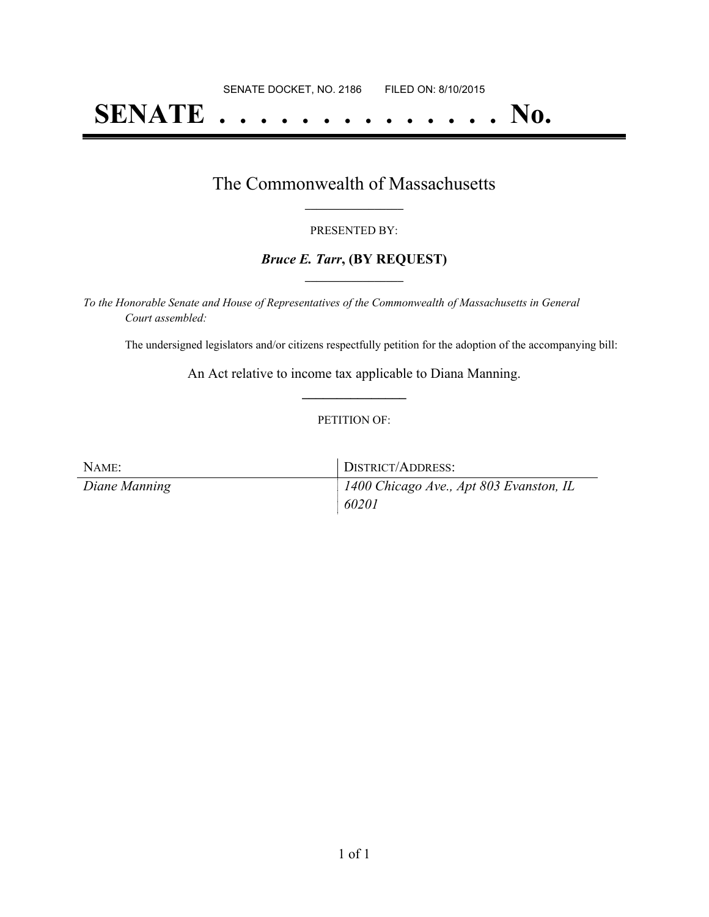SENATE DOCKET, NO. 2186        FILED ON: 8/10/2015

# SENATE . . . . . . . . . . . . . . No.

## The Commonwealth of Massachusetts

PRESENTED BY:

***Bruce E. Tarr*, (BY REQUEST)**

*To the Honorable Senate and House of Representatives of the Commonwealth of Massachusetts in General Court assembled:*

The undersigned legislators and/or citizens respectfully petition for the adoption of the accompanying bill:

An Act relative to income tax applicable to Diana Manning.

PETITION OF:

| NAME: | DISTRICT/ADDRESS: |
| --- | --- |
| *Diane Manning* | *1400 Chicago Ave., Apt 803 Evanston, IL 60201* |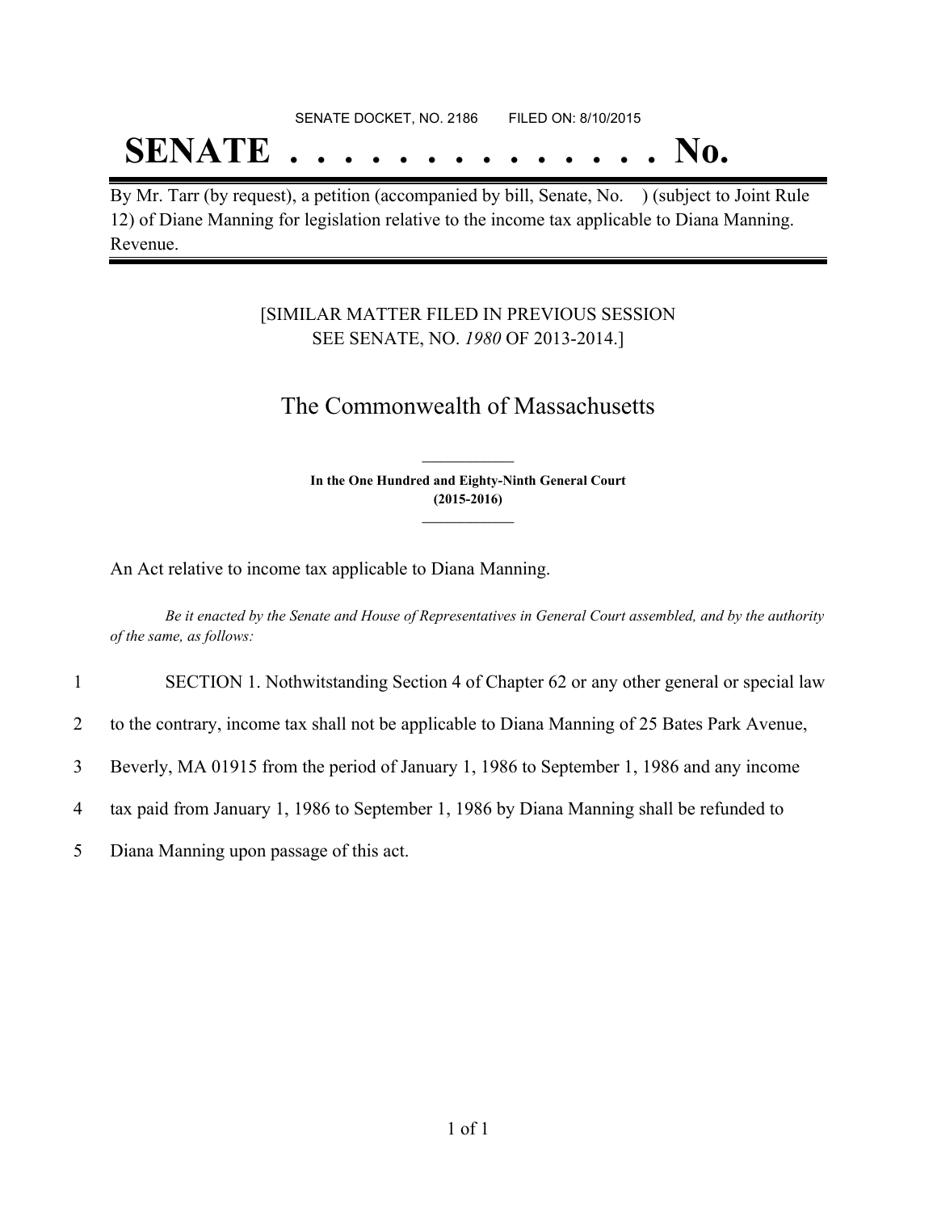SENATE DOCKET, NO. 2186 FILED ON: 8/10/2015

# SENATE . . . . . . . . . . . . . . No.

By Mr. Tarr (by request), a petition (accompanied by bill, Senate, No. ) (subject to Joint Rule 12) of Diane Manning for legislation relative to the income tax applicable to Diana Manning. Revenue.

[SIMILAR MATTER FILED IN PREVIOUS SESSION
SEE SENATE, NO. *1980* OF 2013-2014.]

## The Commonwealth of Massachusetts

**In the One Hundred and Eighty-Ninth General Court**
**(2015-2016)**

An Act relative to income tax applicable to Diana Manning.

*Be it enacted by the Senate and House of Representatives in General Court assembled, and by the authority of the same, as follows:*

1 SECTION 1. Nothwitstanding Section 4 of Chapter 62 or any other general or special law
2 to the contrary, income tax shall not be applicable to Diana Manning of 25 Bates Park Avenue,
3 Beverly, MA 01915 from the period of January 1, 1986 to September 1, 1986 and any income
4 tax paid from January 1, 1986 to September 1, 1986 by Diana Manning shall be refunded to
5 Diana Manning upon passage of this act.